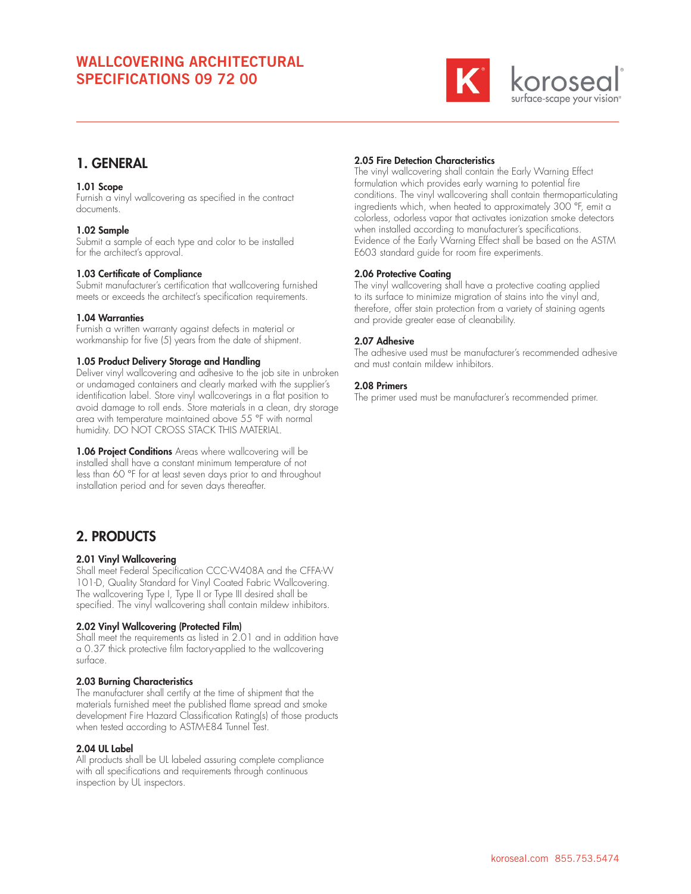# WALLCOVERING ARCHITECTURAL SPECIFICATIONS 09 72 00

## 1. GENERAL

### 1.01 Scope
Furnish a vinyl wallcovering as specified in the contract documents.

### 1.02 Sample
Submit a sample of each type and color to be installed for the architect's approval.

### 1.03 Certificate of Compliance
Submit manufacturer's certification that wallcovering furnished meets or exceeds the architect's specification requirements.

### 1.04 Warranties
Furnish a written warranty against defects in material or workmanship for five (5) years from the date of shipment.

### 1.05 Product Delivery Storage and Handling
Deliver vinyl wallcovering and adhesive to the job site in unbroken or undamaged containers and clearly marked with the supplier's identification label. Store vinyl wallcoverings in a flat position to avoid damage to roll ends. Store materials in a clean, dry storage area with temperature maintained above 55 °F with normal humidity. DO NOT CROSS STACK THIS MATERIAL.

**1.06 Project Conditions** Areas where wallcovering will be installed shall have a constant minimum temperature of not less than 60 °F for at least seven days prior to and throughout installation period and for seven days thereafter.

## 2. PRODUCTS

### 2.01 Vinyl Wallcovering
Shall meet Federal Specification CCC-W408A and the CFFA-W 101-D, Quality Standard for Vinyl Coated Fabric Wallcovering. The wallcovering Type I, Type II or Type III desired shall be specified. The vinyl wallcovering shall contain mildew inhibitors.

### 2.02 Vinyl Wallcovering (Protected Film)
Shall meet the requirements as listed in 2.01 and in addition have a 0.37 thick protective film factory-applied to the wallcovering surface.

### 2.03 Burning Characteristics
The manufacturer shall certify at the time of shipment that the materials furnished meet the published flame spread and smoke development Fire Hazard Classification Rating(s) of those products when tested according to ASTM-E84 Tunnel Test.

### 2.04 UL Label
All products shall be UL labeled assuring complete compliance with all specifications and requirements through continuous inspection by UL inspectors.

### 2.05 Fire Detection Characteristics
The vinyl wallcovering shall contain the Early Warning Effect formulation which provides early warning to potential fire conditions. The vinyl wallcovering shall contain thermoparticulating ingredients which, when heated to approximately 300 °F, emit a colorless, odorless vapor that activates ionization smoke detectors when installed according to manufacturer's specifications. Evidence of the Early Warning Effect shall be based on the ASTM E603 standard guide for room fire experiments.

### 2.06 Protective Coating
The vinyl wallcovering shall have a protective coating applied to its surface to minimize migration of stains into the vinyl and, therefore, offer stain protection from a variety of staining agents and provide greater ease of cleanability.

### 2.07 Adhesive
The adhesive used must be manufacturer's recommended adhesive and must contain mildew inhibitors.

### 2.08 Primers
The primer used must be manufacturer's recommended primer.

koroseal.com 855.753.5474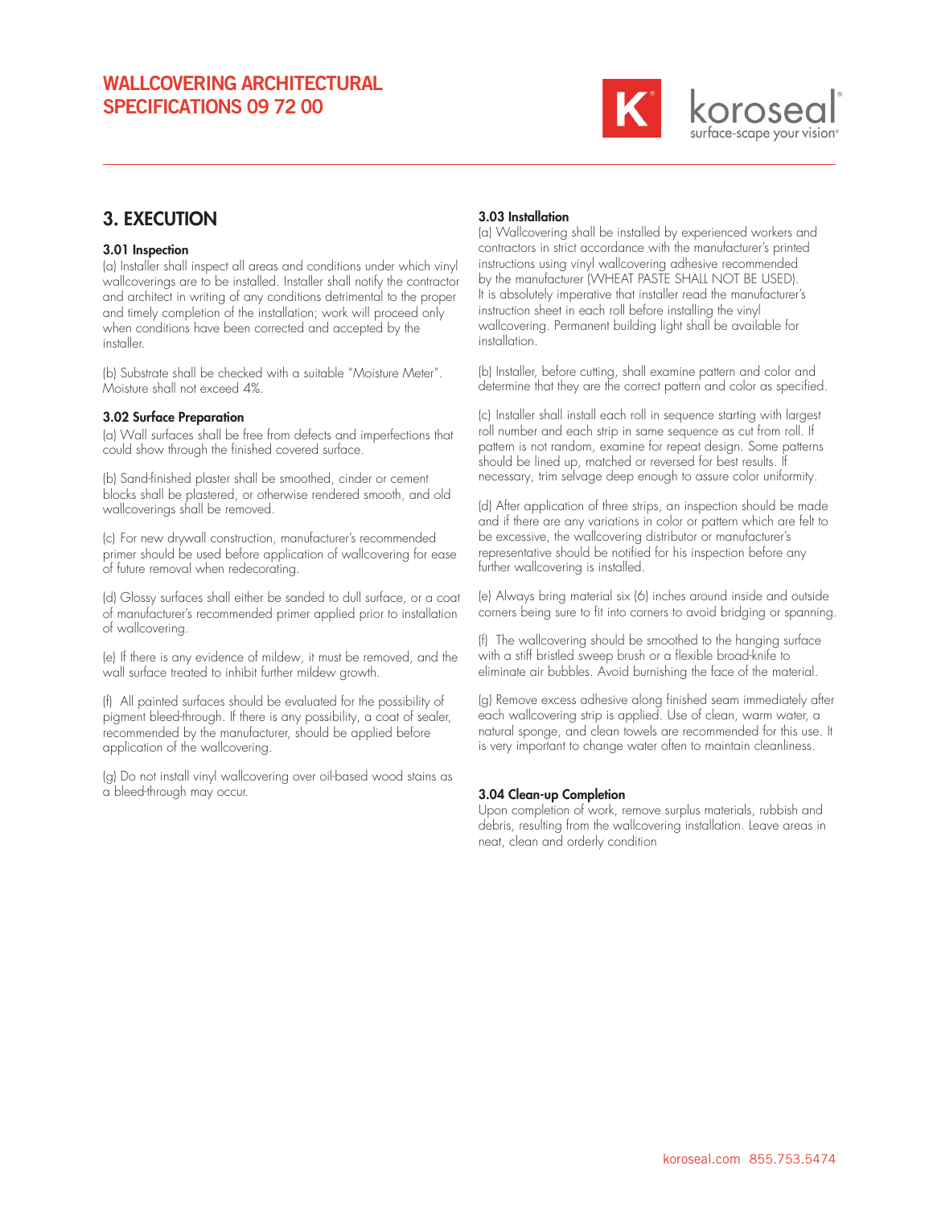## 3. EXECUTION

### 3.01 Inspection

(a) Installer shall inspect all areas and conditions under which vinyl wallcoverings are to be installed. Installer shall notify the contractor and architect in writing of any conditions detrimental to the proper and timely completion of the installation; work will proceed only when conditions have been corrected and accepted by the installer.

(b) Substrate shall be checked with a suitable "Moisture Meter". Moisture shall not exceed 4%.

### 3.02 Surface Preparation

(a) Wall surfaces shall be free from defects and imperfections that could show through the finished covered surface.

(b) Sand-finished plaster shall be smoothed, cinder or cement blocks shall be plastered, or otherwise rendered smooth, and old wallcoverings shall be removed.

(c) For new drywall construction, manufacturer's recommended primer should be used before application of wallcovering for ease of future removal when redecorating.

(d) Glossy surfaces shall either be sanded to dull surface, or a coat of manufacturer's recommended primer applied prior to installation of wallcovering.

(e) If there is any evidence of mildew, it must be removed, and the wall surface treated to inhibit further mildew growth.

(f) All painted surfaces should be evaluated for the possibility of pigment bleed-through. If there is any possibility, a coat of sealer, recommended by the manufacturer, should be applied before application of the wallcovering.

(g) Do not install vinyl wallcovering over oil-based wood stains as a bleed-through may occur.

### 3.03 Installation

(a) Wallcovering shall be installed by experienced workers and contractors in strict accordance with the manufacturer's printed instructions using vinyl wallcovering adhesive recommended by the manufacturer (WHEAT PASTE SHALL NOT BE USED). It is absolutely imperative that installer read the manufacturer's instruction sheet in each roll before installing the vinyl wallcovering. Permanent building light shall be available for installation.

(b) Installer, before cutting, shall examine pattern and color and determine that they are the correct pattern and color as specified.

(c) Installer shall install each roll in sequence starting with largest roll number and each strip in same sequence as cut from roll. If pattern is not random, examine for repeat design. Some patterns should be lined up, matched or reversed for best results. If necessary, trim selvage deep enough to assure color uniformity.

(d) After application of three strips, an inspection should be made and if there are any variations in color or pattern which are felt to be excessive, the wallcovering distributor or manufacturer's representative should be notified for his inspection before any further wallcovering is installed.

(e) Always bring material six (6) inches around inside and outside corners being sure to fit into corners to avoid bridging or spanning.

(f) The wallcovering should be smoothed to the hanging surface with a stiff bristled sweep brush or a flexible broad-knife to eliminate air bubbles. Avoid burnishing the face of the material.

(g) Remove excess adhesive along finished seam immediately after each wallcovering strip is applied. Use of clean, warm water, a natural sponge, and clean towels are recommended for this use. It is very important to change water often to maintain cleanliness.

### 3.04 Clean-up Completion

Upon completion of work, remove surplus materials, rubbish and debris, resulting from the wallcovering installation. Leave areas in neat, clean and orderly condition